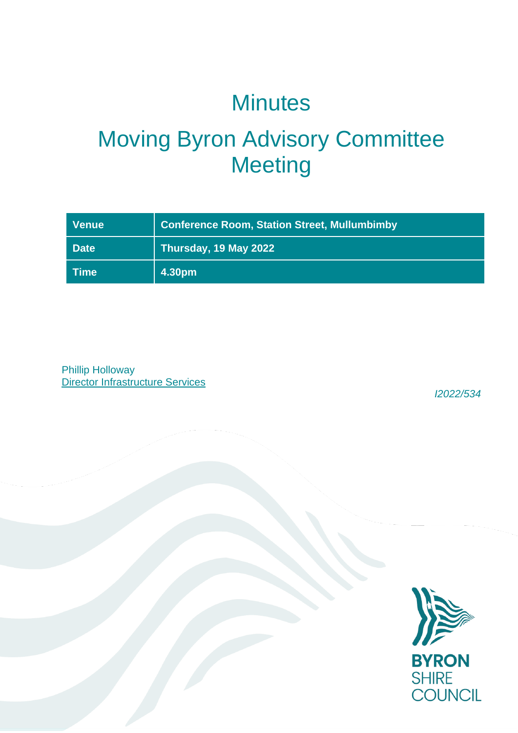# Minutes

# Moving Byron Advisory Committee Meeting

| Venue | Conference Room, Station Street, Mullumbimby |
|---|---|
| Date | Thursday, 19 May 2022 |
| Time | 4.30pm |

Phillip Holloway
Director Infrastructure Services

*I2022/534*

BYRON SHIRE COUNCIL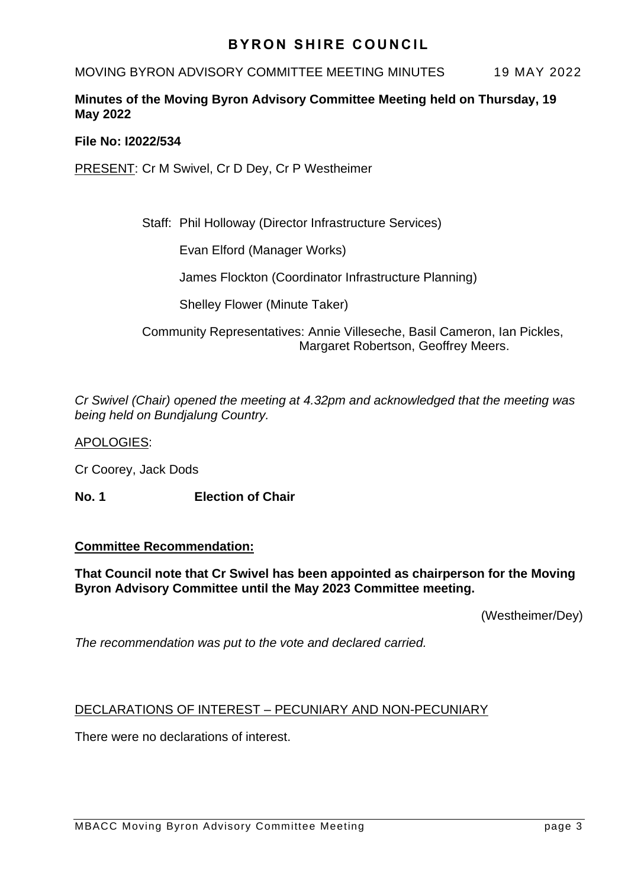**Minutes of the Moving Byron Advisory Committee Meeting held on Thursday, 19 May 2022**

**File No: I2022/534**

PRESENT: Cr M Swivel, Cr D Dey, Cr P Westheimer

Staff: Phil Holloway (Director Infrastructure Services)

Evan Elford (Manager Works)

James Flockton (Coordinator Infrastructure Planning)

Shelley Flower (Minute Taker)

Community Representatives: Annie Villeseche, Basil Cameron, Ian Pickles, Margaret Robertson, Geoffrey Meers.

*Cr Swivel (Chair) opened the meeting at 4.32pm and acknowledged that the meeting was being held on Bundjalung Country.*

APOLOGIES:

Cr Coorey, Jack Dods

**No. 1 Election of Chair**

**Committee Recommendation:**

**That Council note that Cr Swivel has been appointed as chairperson for the Moving Byron Advisory Committee until the May 2023 Committee meeting.**

(Westheimer/Dey)

*The recommendation was put to the vote and declared carried.*

DECLARATIONS OF INTEREST – PECUNIARY AND NON-PECUNIARY

There were no declarations of interest.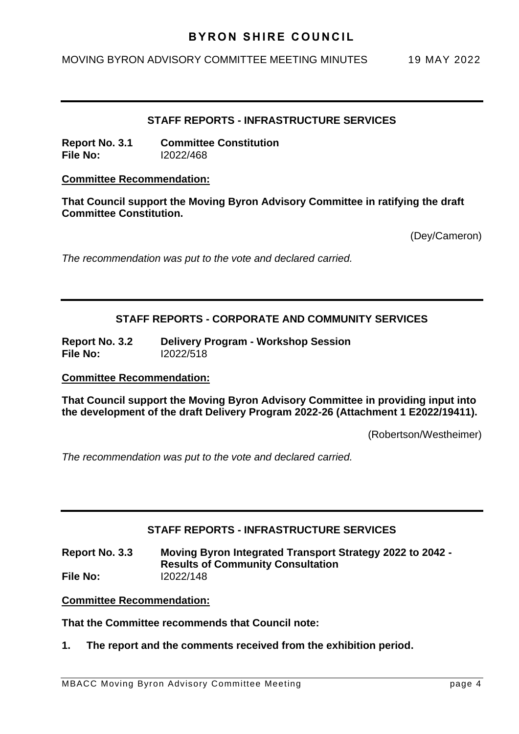## STAFF REPORTS - INFRASTRUCTURE SERVICES

**Report No. 3.1 Committee Constitution**
**File No:** I2022/468

**Committee Recommendation:**

**That Council support the Moving Byron Advisory Committee in ratifying the draft Committee Constitution.**

(Dey/Cameron)

*The recommendation was put to the vote and declared carried.*

## STAFF REPORTS - CORPORATE AND COMMUNITY SERVICES

**Report No. 3.2 Delivery Program - Workshop Session**
**File No:** I2022/518

**Committee Recommendation:**

**That Council support the Moving Byron Advisory Committee in providing input into the development of the draft Delivery Program 2022-26 (Attachment 1 E2022/19411).**

(Robertson/Westheimer)

*The recommendation was put to the vote and declared carried.*

## STAFF REPORTS - INFRASTRUCTURE SERVICES

**Report No. 3.3 Moving Byron Integrated Transport Strategy 2022 to 2042 - Results of Community Consultation**
**File No:** I2022/148

**Committee Recommendation:**

**That the Committee recommends that Council note:**

1. **The report and the comments received from the exhibition period.**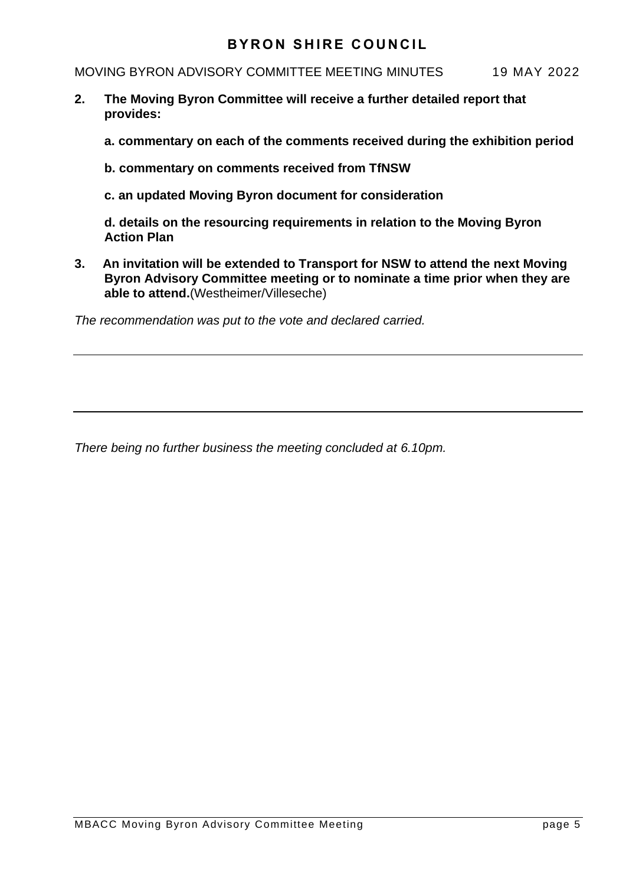**2. The Moving Byron Committee will receive a further detailed report that provides:**

**a. commentary on each of the comments received during the exhibition period**

**b. commentary on comments received from TfNSW**

**c. an updated Moving Byron document for consideration**

**d. details on the resourcing requirements in relation to the Moving Byron Action Plan**

**3. An invitation will be extended to Transport for NSW to attend the next Moving Byron Advisory Committee meeting or to nominate a time prior when they are able to attend.**(Westheimer/Villeseche)

*The recommendation was put to the vote and declared carried.*

---

---

*There being no further business the meeting concluded at 6.10pm.*